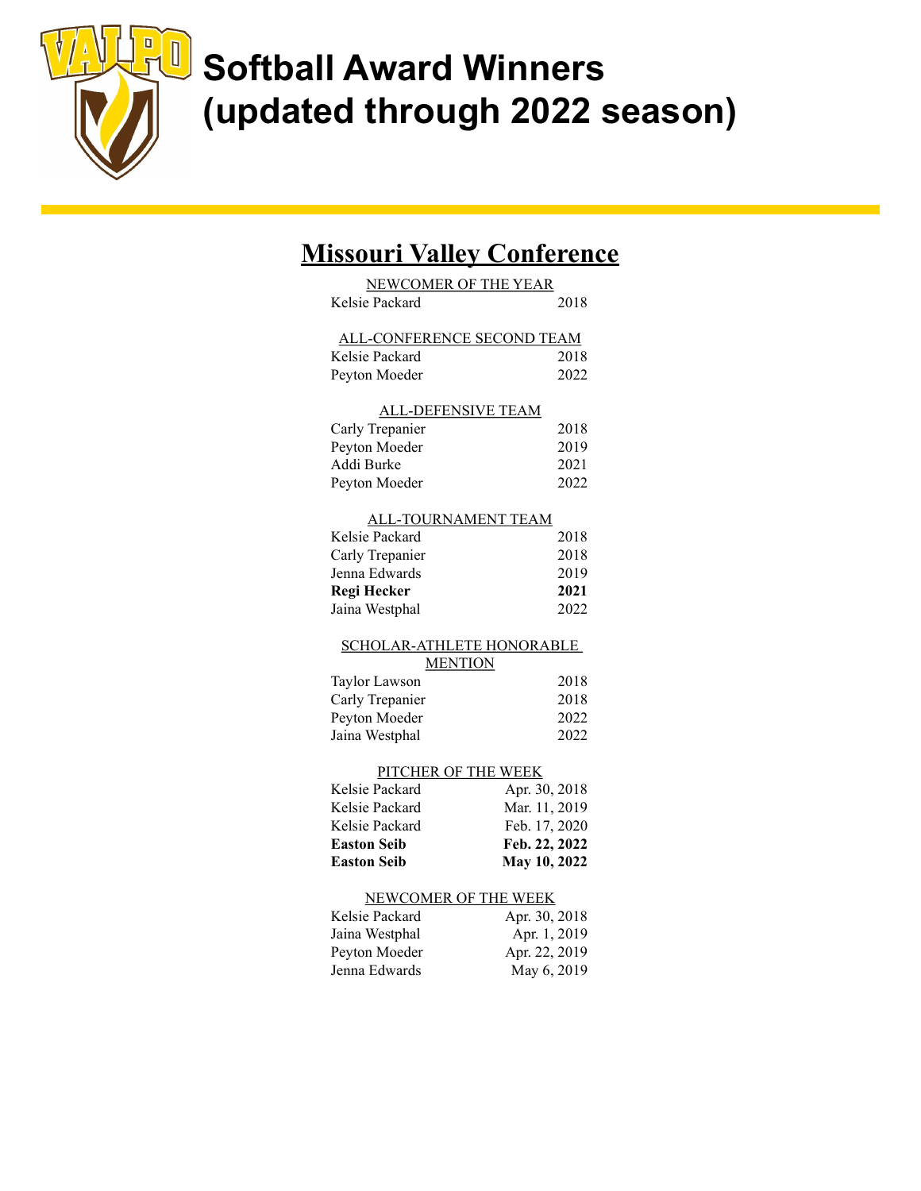# Softball Award Winners (updated through 2022 season)

## Missouri Valley Conference

NEWCOMER OF THE YEAR

| | |
|---|---|
| Kelsie Packard | 2018 |

ALL-CONFERENCE SECOND TEAM

| | |
|---|---|
| Kelsie Packard | 2018 |
| Peyton Moeder | 2022 |

ALL-DEFENSIVE TEAM

| | |
|---|---|
| Carly Trepanier | 2018 |
| Peyton Moeder | 2019 |
| Addi Burke | 2021 |
| Peyton Moeder | 2022 |

ALL-TOURNAMENT TEAM

| | |
|---|---|
| Kelsie Packard | 2018 |
| Carly Trepanier | 2018 |
| Jenna Edwards | 2019 |
| **Regi Hecker** | **2021** |
| Jaina Westphal | 2022 |

SCHOLAR-ATHLETE HONORABLE MENTION

| | |
|---|---|
| Taylor Lawson | 2018 |
| Carly Trepanier | 2018 |
| Peyton Moeder | 2022 |
| Jaina Westphal | 2022 |

PITCHER OF THE WEEK

| | |
|---|---|
| Kelsie Packard | Apr. 30, 2018 |
| Kelsie Packard | Mar. 11, 2019 |
| Kelsie Packard | Feb. 17, 2020 |
| **Easton Seib** | **Feb. 22, 2022** |
| **Easton Seib** | **May 10, 2022** |

NEWCOMER OF THE WEEK

| | |
|---|---|
| Kelsie Packard | Apr. 30, 2018 |
| Jaina Westphal | Apr. 1, 2019 |
| Peyton Moeder | Apr. 22, 2019 |
| Jenna Edwards | May 6, 2019 |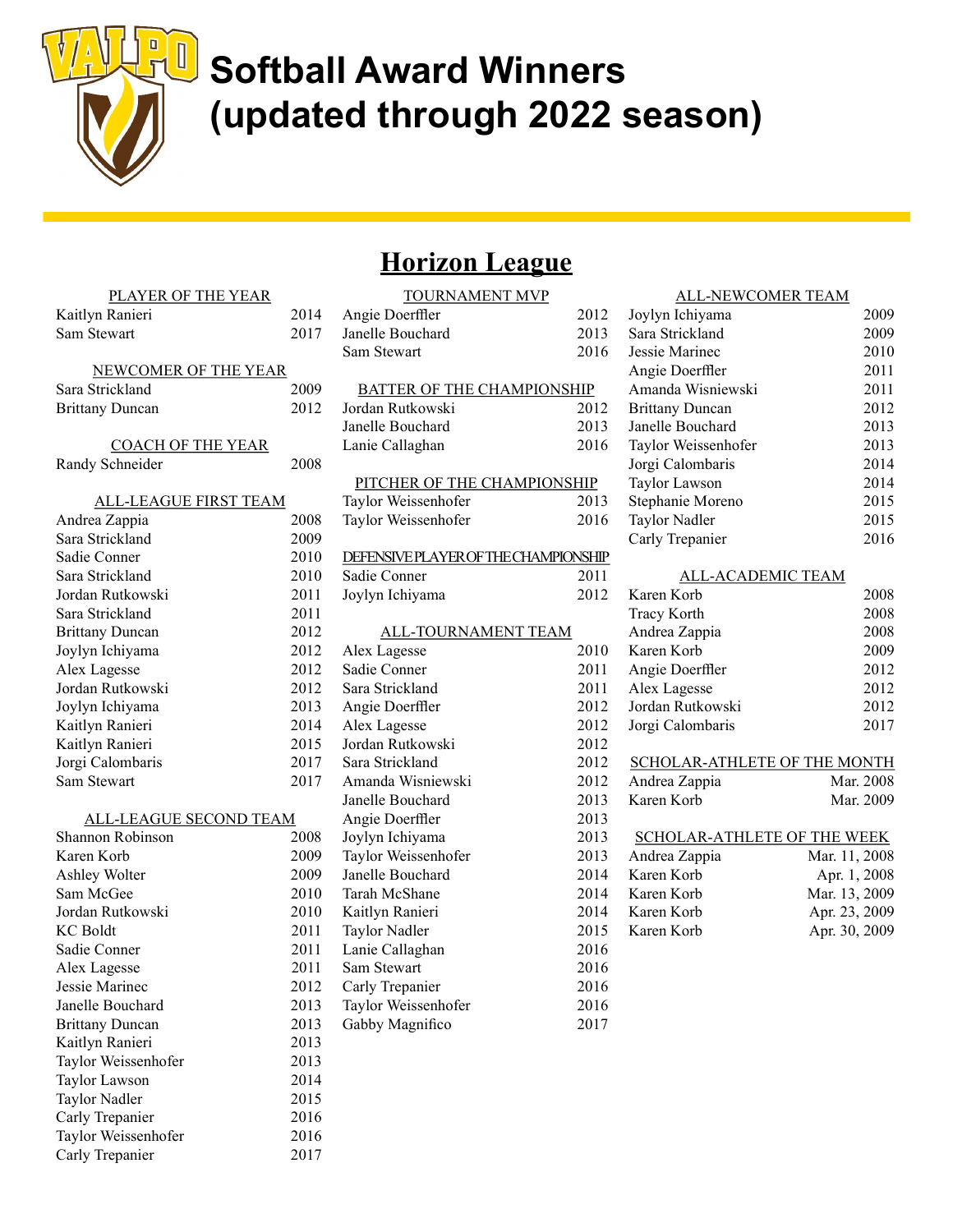# Softball Award Winners (updated through 2022 season)

## Horizon League

### PLAYER OF THE YEAR

| Name | Year |
|---|---|
| Kaitlyn Ranieri | 2014 |
| Sam Stewart | 2017 |

### NEWCOMER OF THE YEAR

| Name | Year |
|---|---|
| Sara Strickland | 2009 |
| Brittany Duncan | 2012 |

### COACH OF THE YEAR

| Name | Year |
|---|---|
| Randy Schneider | 2008 |

### ALL-LEAGUE FIRST TEAM

| Name | Year |
|---|---|
| Andrea Zappia | 2008 |
| Sara Strickland | 2009 |
| Sadie Conner | 2010 |
| Sara Strickland | 2010 |
| Jordan Rutkowski | 2011 |
| Sara Strickland | 2011 |
| Brittany Duncan | 2012 |
| Joylyn Ichiyama | 2012 |
| Alex Lagesse | 2012 |
| Jordan Rutkowski | 2012 |
| Joylyn Ichiyama | 2013 |
| Kaitlyn Ranieri | 2014 |
| Kaitlyn Ranieri | 2015 |
| Jorgi Calombaris | 2017 |
| Sam Stewart | 2017 |

### ALL-LEAGUE SECOND TEAM

| Name | Year |
|---|---|
| Shannon Robinson | 2008 |
| Karen Korb | 2009 |
| Ashley Wolter | 2009 |
| Sam McGee | 2010 |
| Jordan Rutkowski | 2010 |
| KC Boldt | 2011 |
| Sadie Conner | 2011 |
| Alex Lagesse | 2011 |
| Jessie Marinec | 2012 |
| Janelle Bouchard | 2013 |
| Brittany Duncan | 2013 |
| Kaitlyn Ranieri | 2013 |
| Taylor Weissenhofer | 2013 |
| Taylor Lawson | 2014 |
| Taylor Nadler | 2015 |
| Carly Trepanier | 2016 |
| Taylor Weissenhofer | 2016 |
| Carly Trepanier | 2017 |

### TOURNAMENT MVP

| Name | Year |
|---|---|
| Angie Doerffler | 2012 |
| Janelle Bouchard | 2013 |
| Sam Stewart | 2016 |

### BATTER OF THE CHAMPIONSHIP

| Name | Year |
|---|---|
| Jordan Rutkowski | 2012 |
| Janelle Bouchard | 2013 |
| Lanie Callaghan | 2016 |

### PITCHER OF THE CHAMPIONSHIP

| Name | Year |
|---|---|
| Taylor Weissenhofer | 2013 |
| Taylor Weissenhofer | 2016 |

### DEFENSIVE PLAYER OF THE CHAMPIONSHIP

| Name | Year |
|---|---|
| Sadie Conner | 2011 |
| Joylyn Ichiyama | 2012 |

### ALL-TOURNAMENT TEAM

| Name | Year |
|---|---|
| Alex Lagesse | 2010 |
| Sadie Conner | 2011 |
| Sara Strickland | 2011 |
| Angie Doerffler | 2012 |
| Alex Lagesse | 2012 |
| Jordan Rutkowski | 2012 |
| Sara Strickland | 2012 |
| Amanda Wisniewski | 2012 |
| Janelle Bouchard | 2013 |
| Angie Doerffler | 2013 |
| Joylyn Ichiyama | 2013 |
| Taylor Weissenhofer | 2013 |
| Janelle Bouchard | 2014 |
| Tarah McShane | 2014 |
| Kaitlyn Ranieri | 2014 |
| Taylor Nadler | 2015 |
| Lanie Callaghan | 2016 |
| Sam Stewart | 2016 |
| Carly Trepanier | 2016 |
| Taylor Weissenhofer | 2016 |
| Gabby Magnifico | 2017 |

### ALL-NEWCOMER TEAM

| Name | Year |
|---|---|
| Joylyn Ichiyama | 2009 |
| Sara Strickland | 2009 |
| Jessie Marinec | 2010 |
| Angie Doerffler | 2011 |
| Amanda Wisniewski | 2011 |
| Brittany Duncan | 2012 |
| Janelle Bouchard | 2013 |
| Taylor Weissenhofer | 2013 |
| Jorgi Calombaris | 2014 |
| Taylor Lawson | 2014 |
| Stephanie Moreno | 2015 |
| Taylor Nadler | 2015 |
| Carly Trepanier | 2016 |

### ALL-ACADEMIC TEAM

| Name | Year |
|---|---|
| Karen Korb | 2008 |
| Tracy Korth | 2008 |
| Andrea Zappia | 2008 |
| Karen Korb | 2009 |
| Angie Doerffler | 2012 |
| Alex Lagesse | 2012 |
| Jordan Rutkowski | 2012 |
| Jorgi Calombaris | 2017 |

### SCHOLAR-ATHLETE OF THE MONTH

| Name | Date |
|---|---|
| Andrea Zappia | Mar. 2008 |
| Karen Korb | Mar. 2009 |

### SCHOLAR-ATHLETE OF THE WEEK

| Name | Date |
|---|---|
| Andrea Zappia | Mar. 11, 2008 |
| Karen Korb | Apr. 1, 2008 |
| Karen Korb | Mar. 13, 2009 |
| Karen Korb | Apr. 23, 2009 |
| Karen Korb | Apr. 30, 2009 |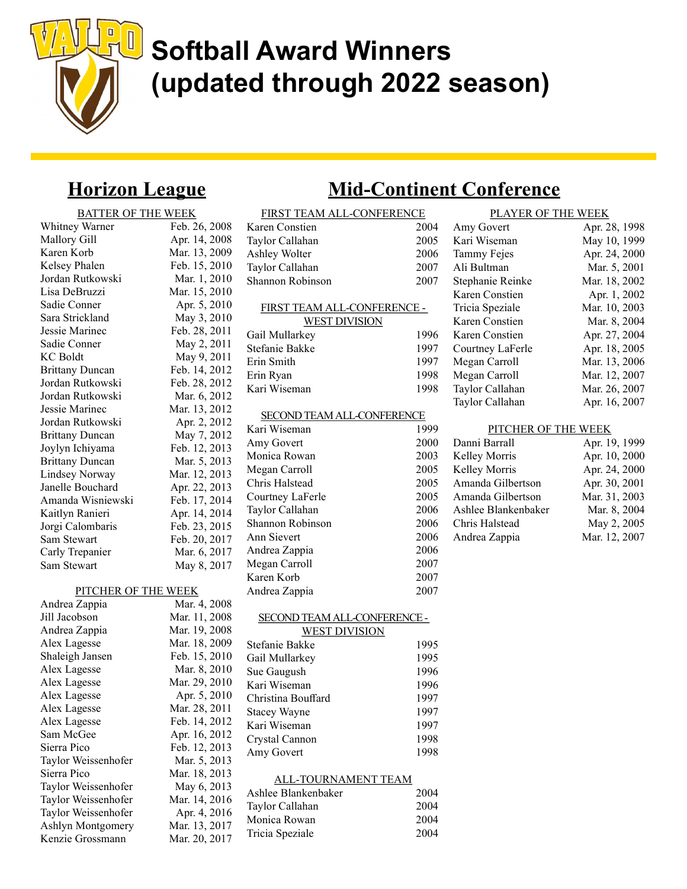# Softball Award Winners (updated through 2022 season)

## Horizon League

### BATTER OF THE WEEK

| Name | Date |
|---|---|
| Whitney Warner | Feb. 26, 2008 |
| Mallory Gill | Apr. 14, 2008 |
| Karen Korb | Mar. 13, 2009 |
| Kelsey Phalen | Feb. 15, 2010 |
| Jordan Rutkowski | Mar. 1, 2010 |
| Lisa DeBruzzi | Mar. 15, 2010 |
| Sadie Conner | Apr. 5, 2010 |
| Sara Strickland | May 3, 2010 |
| Jessie Marinec | Feb. 28, 2011 |
| Sadie Conner | May 2, 2011 |
| KC Boldt | May 9, 2011 |
| Brittany Duncan | Feb. 14, 2012 |
| Jordan Rutkowski | Feb. 28, 2012 |
| Jordan Rutkowski | Mar. 6, 2012 |
| Jessie Marinec | Mar. 13, 2012 |
| Jordan Rutkowski | Apr. 2, 2012 |
| Brittany Duncan | May 7, 2012 |
| Joylyn Ichiyama | Feb. 12, 2013 |
| Brittany Duncan | Mar. 5, 2013 |
| Lindsey Norway | Mar. 12, 2013 |
| Janelle Bouchard | Apr. 22, 2013 |
| Amanda Wisniewski | Feb. 17, 2014 |
| Kaitlyn Ranieri | Apr. 14, 2014 |
| Jorgi Calombaris | Feb. 23, 2015 |
| Sam Stewart | Feb. 20, 2017 |
| Carly Trepanier | Mar. 6, 2017 |
| Sam Stewart | May 8, 2017 |

### PITCHER OF THE WEEK

| Name | Date |
|---|---|
| Andrea Zappia | Mar. 4, 2008 |
| Jill Jacobson | Mar. 11, 2008 |
| Andrea Zappia | Mar. 19, 2008 |
| Alex Lagesse | Mar. 18, 2009 |
| Shaleigh Jansen | Feb. 15, 2010 |
| Alex Lagesse | Mar. 8, 2010 |
| Alex Lagesse | Mar. 29, 2010 |
| Alex Lagesse | Apr. 5, 2010 |
| Alex Lagesse | Mar. 28, 2011 |
| Alex Lagesse | Feb. 14, 2012 |
| Sam McGee | Apr. 16, 2012 |
| Sierra Pico | Feb. 12, 2013 |
| Taylor Weissenhofer | Mar. 5, 2013 |
| Sierra Pico | Mar. 18, 2013 |
| Taylor Weissenhofer | May 6, 2013 |
| Taylor Weissenhofer | Mar. 14, 2016 |
| Taylor Weissenhofer | Apr. 4, 2016 |
| Ashlyn Montgomery | Mar. 13, 2017 |
| Kenzie Grossmann | Mar. 20, 2017 |

## Mid-Continent Conference

### FIRST TEAM ALL-CONFERENCE

| Name | Year |
|---|---|
| Karen Constien | 2004 |
| Taylor Callahan | 2005 |
| Ashley Wolter | 2006 |
| Taylor Callahan | 2007 |
| Shannon Robinson | 2007 |

### FIRST TEAM ALL-CONFERENCE - WEST DIVISION

| Name | Year |
|---|---|
| Gail Mullarkey | 1996 |
| Stefanie Bakke | 1997 |
| Erin Smith | 1997 |
| Erin Ryan | 1998 |
| Kari Wiseman | 1998 |

### SECOND TEAM ALL-CONFERENCE

| Name | Year |
|---|---|
| Kari Wiseman | 1999 |
| Amy Govert | 2000 |
| Monica Rowan | 2003 |
| Megan Carroll | 2005 |
| Chris Halstead | 2005 |
| Courtney LaFerle | 2005 |
| Taylor Callahan | 2006 |
| Shannon Robinson | 2006 |
| Ann Sievert | 2006 |
| Andrea Zappia | 2006 |
| Megan Carroll | 2007 |
| Karen Korb | 2007 |
| Andrea Zappia | 2007 |

### SECOND TEAM ALL-CONFERENCE - WEST DIVISION

| Name | Year |
|---|---|
| Stefanie Bakke | 1995 |
| Gail Mullarkey | 1995 |
| Sue Gaugush | 1996 |
| Kari Wiseman | 1996 |
| Christina Bouffard | 1997 |
| Stacey Wayne | 1997 |
| Kari Wiseman | 1997 |
| Crystal Cannon | 1998 |
| Amy Govert | 1998 |

### ALL-TOURNAMENT TEAM

| Name | Year |
|---|---|
| Ashlee Blankenbaker | 2004 |
| Taylor Callahan | 2004 |
| Monica Rowan | 2004 |
| Tricia Speziale | 2004 |

### PLAYER OF THE WEEK

| Name | Date |
|---|---|
| Amy Govert | Apr. 28, 1998 |
| Kari Wiseman | May 10, 1999 |
| Tammy Fejes | Apr. 24, 2000 |
| Ali Bultman | Mar. 5, 2001 |
| Stephanie Reinke | Mar. 18, 2002 |
| Karen Constien | Apr. 1, 2002 |
| Tricia Speziale | Mar. 10, 2003 |
| Karen Constien | Mar. 8, 2004 |
| Karen Constien | Apr. 27, 2004 |
| Courtney LaFerle | Apr. 18, 2005 |
| Megan Carroll | Mar. 13, 2006 |
| Megan Carroll | Mar. 12, 2007 |
| Taylor Callahan | Mar. 26, 2007 |
| Taylor Callahan | Apr. 16, 2007 |

### PITCHER OF THE WEEK

| Name | Date |
|---|---|
| Danni Barrall | Apr. 19, 1999 |
| Kelley Morris | Apr. 10, 2000 |
| Kelley Morris | Apr. 24, 2000 |
| Amanda Gilbertson | Apr. 30, 2001 |
| Amanda Gilbertson | Mar. 31, 2003 |
| Ashlee Blankenbaker | Mar. 8, 2004 |
| Chris Halstead | May 2, 2005 |
| Andrea Zappia | Mar. 12, 2007 |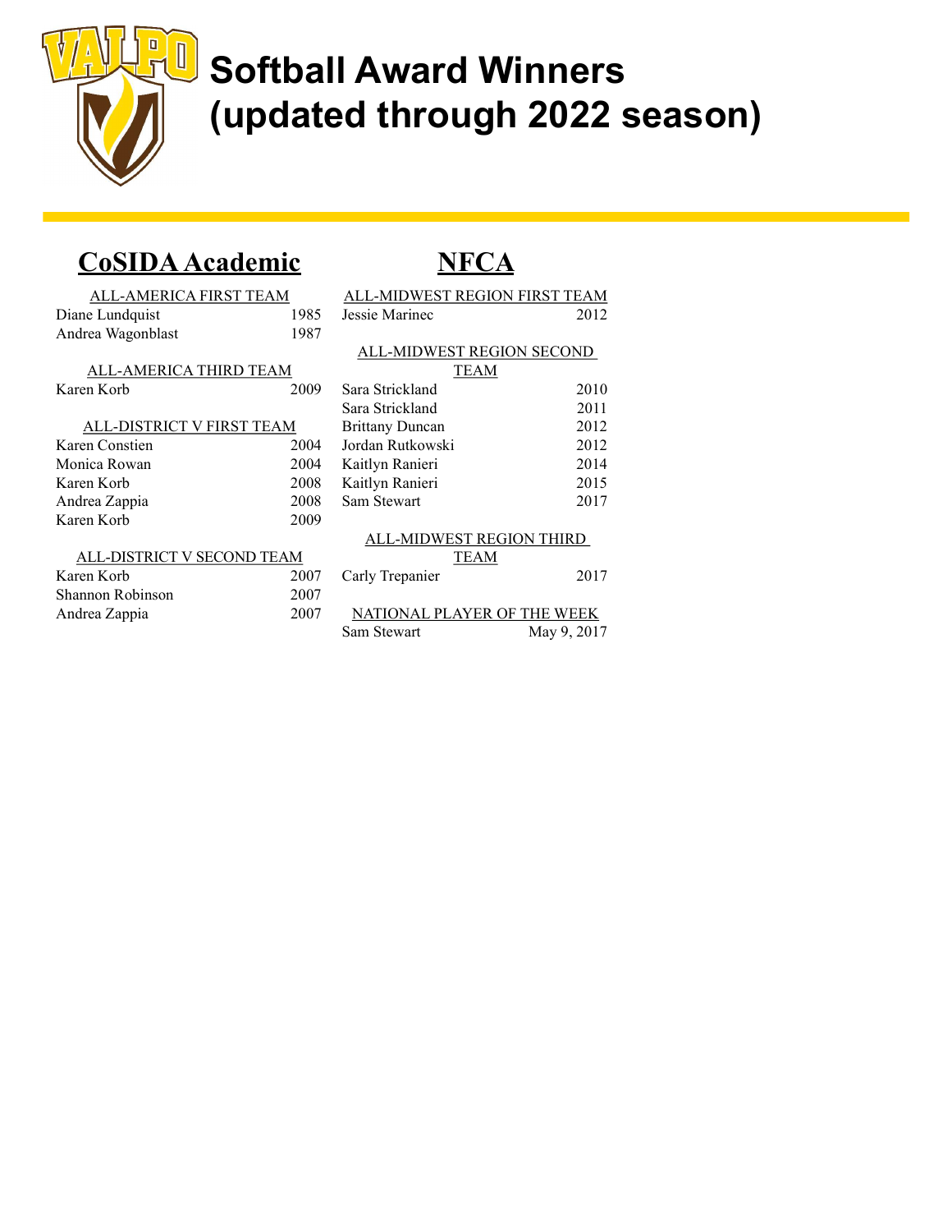# Softball Award Winners (updated through 2022 season)

## CoSIDA Academic

ALL-AMERICA FIRST TEAM

| | |
|---|---|
| Diane Lundquist | 1985 |
| Andrea Wagonblast | 1987 |

ALL-AMERICA THIRD TEAM

| | |
|---|---|
| Karen Korb | 2009 |

ALL-DISTRICT V FIRST TEAM

| | |
|---|---|
| Karen Constien | 2004 |
| Monica Rowan | 2004 |
| Karen Korb | 2008 |
| Andrea Zappia | 2008 |
| Karen Korb | 2009 |

ALL-DISTRICT V SECOND TEAM

| | |
|---|---|
| Karen Korb | 2007 |
| Shannon Robinson | 2007 |
| Andrea Zappia | 2007 |

## NFCA

ALL-MIDWEST REGION FIRST TEAM

| | |
|---|---|
| Jessie Marinec | 2012 |

ALL-MIDWEST REGION SECOND TEAM

| | |
|---|---|
| Sara Strickland | 2010 |
| Sara Strickland | 2011 |
| Brittany Duncan | 2012 |
| Jordan Rutkowski | 2012 |
| Kaitlyn Ranieri | 2014 |
| Kaitlyn Ranieri | 2015 |
| Sam Stewart | 2017 |

ALL-MIDWEST REGION THIRD TEAM

| | |
|---|---|
| Carly Trepanier | 2017 |

NATIONAL PLAYER OF THE WEEK

| | |
|---|---|
| Sam Stewart | May 9, 2017 |